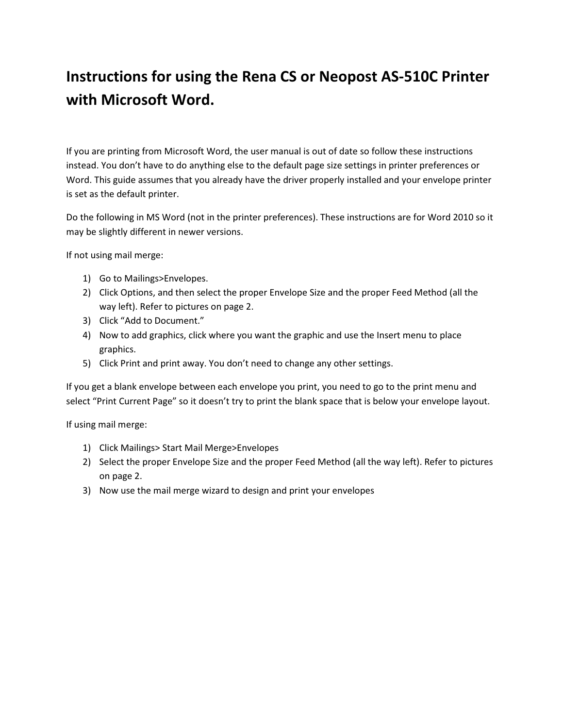# Instructions for using the Rena CS or Neopost AS-510C Printer with Microsoft Word.

If you are printing from Microsoft Word, the user manual is out of date so follow these instructions instead. You don't have to do anything else to the default page size settings in printer preferences or Word. This guide assumes that you already have the driver properly installed and your envelope printer is set as the default printer.

Do the following in MS Word (not in the printer preferences). These instructions are for Word 2010 so it may be slightly different in newer versions.

If not using mail merge:

1) Go to Mailings>Envelopes.
2) Click Options, and then select the proper Envelope Size and the proper Feed Method (all the way left). Refer to pictures on page 2.
3) Click "Add to Document."
4) Now to add graphics, click where you want the graphic and use the Insert menu to place graphics.
5) Click Print and print away. You don't need to change any other settings.

If you get a blank envelope between each envelope you print, you need to go to the print menu and select "Print Current Page" so it doesn't try to print the blank space that is below your envelope layout.

If using mail merge:

1) Click Mailings> Start Mail Merge>Envelopes
2) Select the proper Envelope Size and the proper Feed Method (all the way left). Refer to pictures on page 2.
3) Now use the mail merge wizard to design and print your envelopes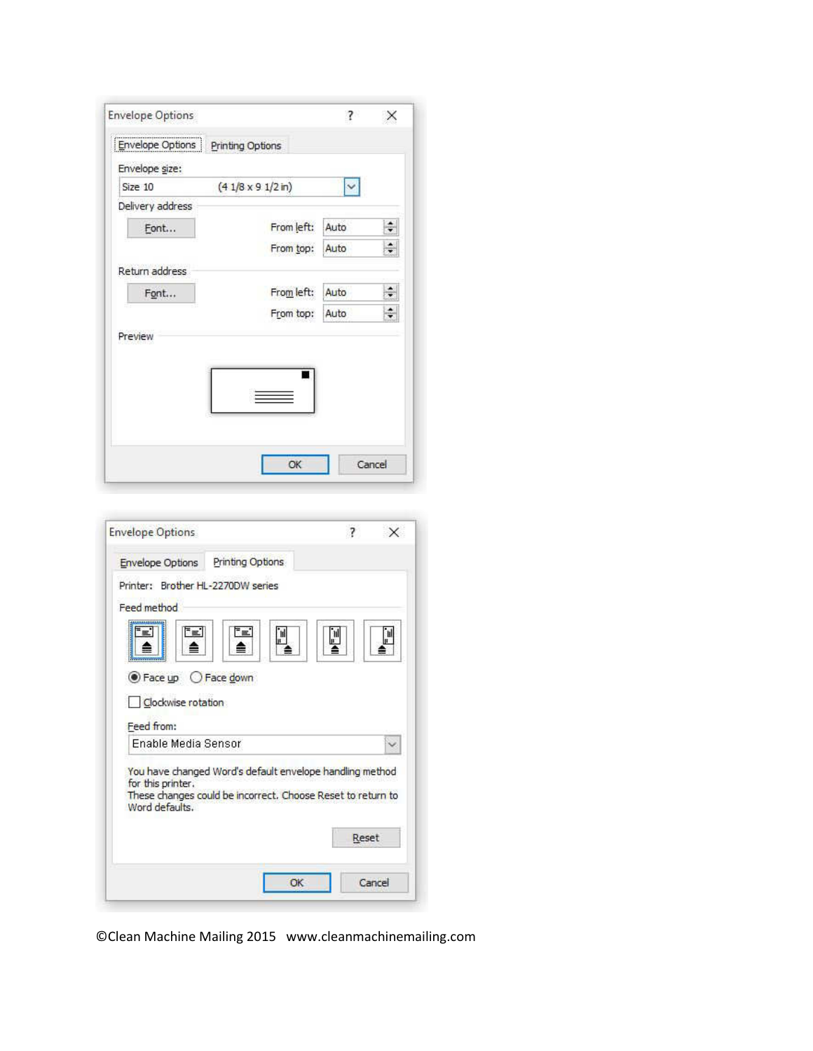Envelope Options

Envelope Options | Printing Options

Envelope size:

Size 10 (4 1/8 x 9 1/2 in)

Delivery address

Font...

From left: Auto

From top: Auto

Return address

Font...

From left: Auto

From top: Auto

Preview

OK Cancel

Envelope Options

Envelope Options | Printing Options

Printer: Brother HL-2270DW series

Feed method

Face up  Face down

Clockwise rotation

Feed from:

Enable Media Sensor

You have changed Word's default envelope handling method for this printer.
These changes could be incorrect. Choose Reset to return to Word defaults.

Reset

OK Cancel

©Clean Machine Mailing 2015 www.cleanmachinemailing.com